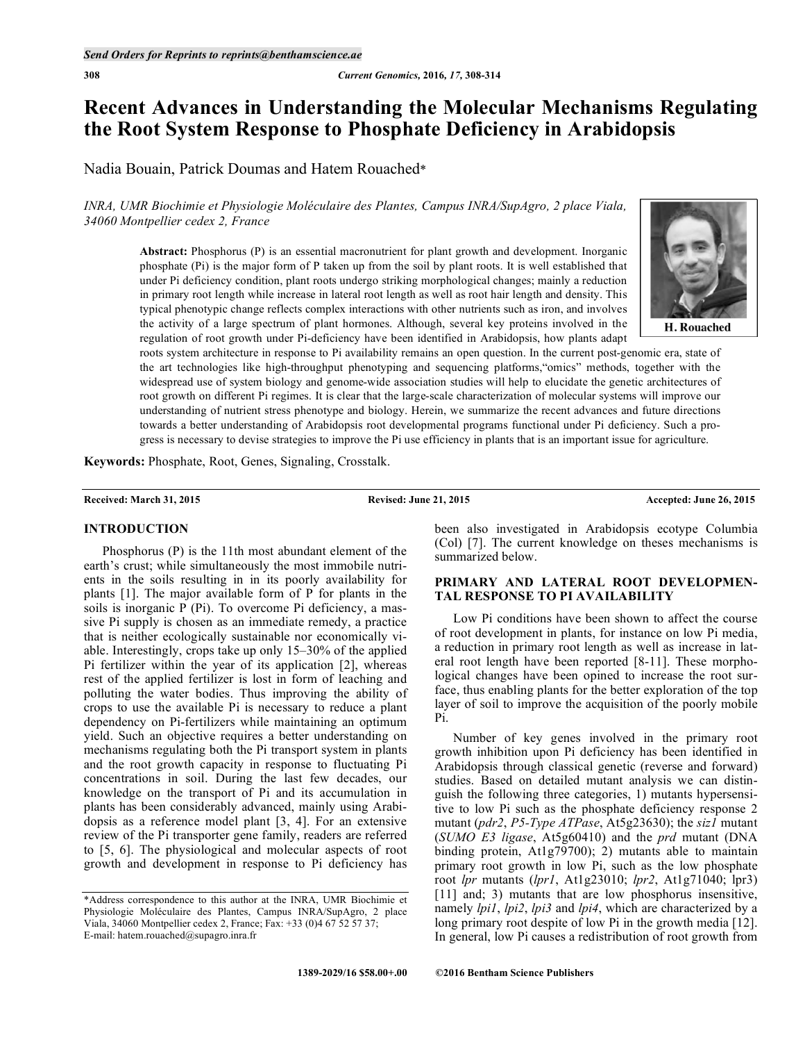# Recent Advances in Understanding the Molecular Mechanisms Regulating the Root System Response to Phosphate Deficiency in Arabidopsis

Nadia Bouain, Patrick Doumas and Hatem Rouached*

*INRA, UMR Biochimie et Physiologie Moléculaire des Plantes, Campus INRA/SupAgro, 2 place Viala, 34060 Montpellier cedex 2, France*

H. Rouached

**Abstract:** Phosphorus (P) is an essential macronutrient for plant growth and development. Inorganic phosphate (Pi) is the major form of P taken up from the soil by plant roots. It is well established that under Pi deficiency condition, plant roots undergo striking morphological changes; mainly a reduction in primary root length while increase in lateral root length as well as root hair length and density. This typical phenotypic change reflects complex interactions with other nutrients such as iron, and involves the activity of a large spectrum of plant hormones. Although, several key proteins involved in the regulation of root growth under Pi-deficiency have been identified in Arabidopsis, how plants adapt roots system architecture in response to Pi availability remains an open question. In the current post-genomic era, state of the art technologies like high-throughput phenotyping and sequencing platforms,"omics" methods, together with the widespread use of system biology and genome-wide association studies will help to elucidate the genetic architectures of root growth on different Pi regimes. It is clear that the large-scale characterization of molecular systems will improve our understanding of nutrient stress phenotype and biology. Herein, we summarize the recent advances and future directions towards a better understanding of Arabidopsis root developmental programs functional under Pi deficiency. Such a progress is necessary to devise strategies to improve the Pi use efficiency in plants that is an important issue for agriculture.

**Keywords:** Phosphate, Root, Genes, Signaling, Crosstalk.

**Received:** March 31, 2015 **Revised:** June 21, 2015 **Accepted:** June 26, 2015

## INTRODUCTION

Phosphorus (P) is the 11th most abundant element of the earth's crust; while simultaneously the most immobile nutrients in the soils resulting in in its poorly availability for plants [1]. The major available form of P for plants in the soils is inorganic P (Pi). To overcome Pi deficiency, a massive Pi supply is chosen as an immediate remedy, a practice that is neither ecologically sustainable nor economically viable. Interestingly, crops take up only 15–30% of the applied Pi fertilizer within the year of its application [2], whereas rest of the applied fertilizer is lost in form of leaching and polluting the water bodies. Thus improving the ability of crops to use the available Pi is necessary to reduce a plant dependency on Pi-fertilizers while maintaining an optimum yield. Such an objective requires a better understanding on mechanisms regulating both the Pi transport system in plants and the root growth capacity in response to fluctuating Pi concentrations in soil. During the last few decades, our knowledge on the transport of Pi and its accumulation in plants has been considerably advanced, mainly using Arabidopsis as a reference model plant [3, 4]. For an extensive review of the Pi transporter gene family, readers are referred to [5, 6]. The physiological and molecular aspects of root growth and development in response to Pi deficiency has been also investigated in Arabidopsis ecotype Columbia (Col) [7]. The current knowledge on theses mechanisms is summarized below.

## PRIMARY AND LATERAL ROOT DEVELOPMENTAL RESPONSE TO PI AVAILABILITY

Low Pi conditions have been shown to affect the course of root development in plants, for instance on low Pi media, a reduction in primary root length as well as increase in lateral root length have been reported [8-11]. These morphological changes have been opined to increase the root surface, thus enabling plants for the better exploration of the top layer of soil to improve the acquisition of the poorly mobile Pi.

Number of key genes involved in the primary root growth inhibition upon Pi deficiency has been identified in Arabidopsis through classical genetic (reverse and forward) studies. Based on detailed mutant analysis we can distinguish the following three categories, 1) mutants hypersensitive to low Pi such as the phosphate deficiency response 2 mutant (*pdr2*, *P5-Type ATPase*, At5g23630); the *siz1* mutant (*SUMO E3 ligase*, At5g60410) and the *prd* mutant (DNA binding protein, At1g79700); 2) mutants able to maintain primary root growth in low Pi, such as the low phosphate root *lpr* mutants (*lpr1*, At1g23010; *lpr2*, At1g71040; lpr3) [11] and; 3) mutants that are low phosphorus insensitive, namely *lpi1*, *lpi2*, *lpi3* and *lpi4*, which are characterized by a long primary root despite of low Pi in the growth media [12]. In general, low Pi causes a redistribution of root growth from

*Address correspondence to this author at the INRA, UMR Biochimie et Physiologie Moléculaire des Plantes, Campus INRA/SupAgro, 2 place Viala, 34060 Montpellier cedex 2, France; Fax: +33 (0)4 67 52 57 37; E-mail: hatem.rouached@supagro.inra.fr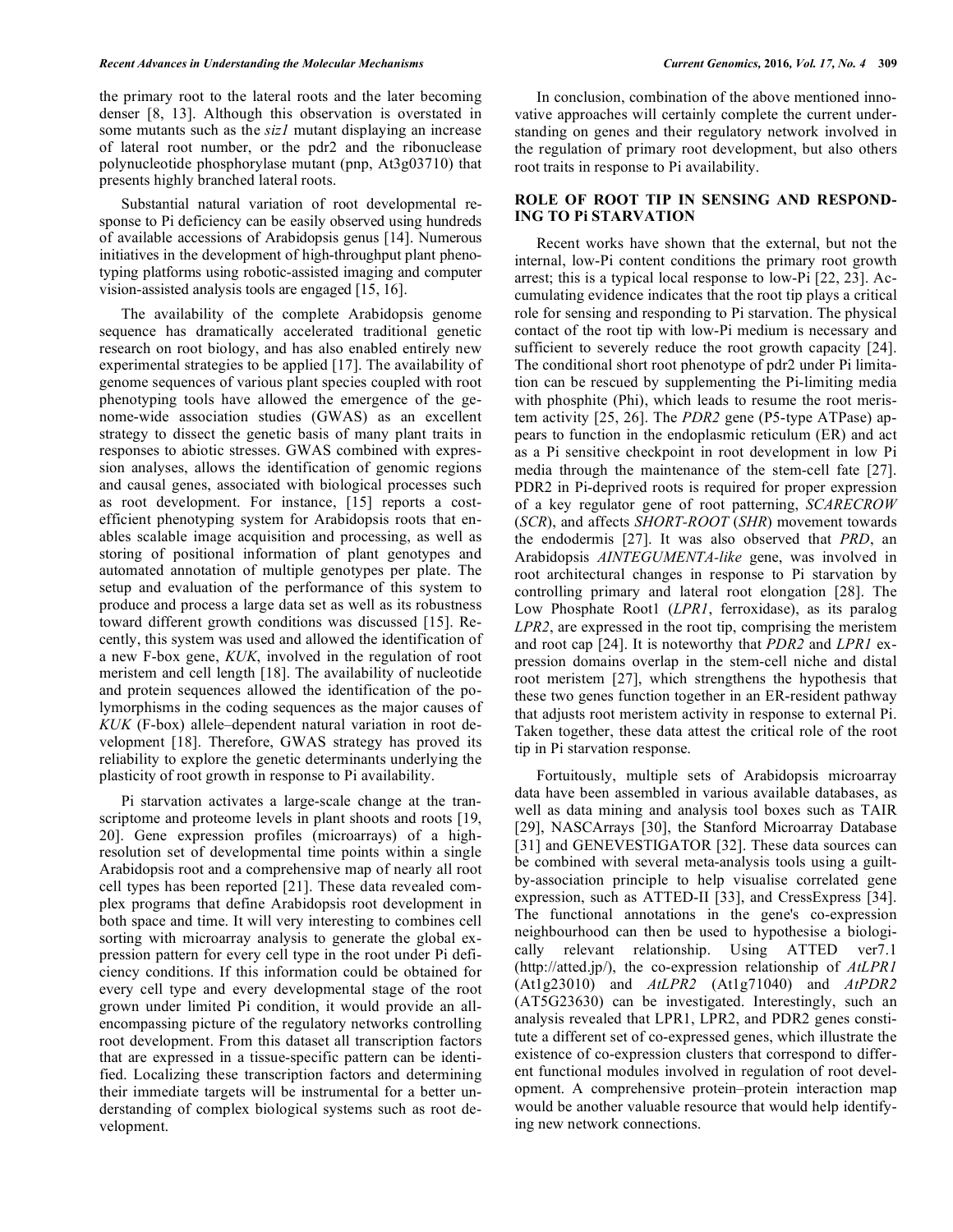the primary root to the lateral roots and the later becoming denser [8, 13]. Although this observation is overstated in some mutants such as the *siz1* mutant displaying an increase of lateral root number, or the pdr2 and the ribonuclease polynucleotide phosphorylase mutant (pnp, At3g03710) that presents highly branched lateral roots.

Substantial natural variation of root developmental response to Pi deficiency can be easily observed using hundreds of available accessions of Arabidopsis genus [14]. Numerous initiatives in the development of high-throughput plant phenotyping platforms using robotic-assisted imaging and computer vision-assisted analysis tools are engaged [15, 16].

The availability of the complete Arabidopsis genome sequence has dramatically accelerated traditional genetic research on root biology, and has also enabled entirely new experimental strategies to be applied [17]. The availability of genome sequences of various plant species coupled with root phenotyping tools have allowed the emergence of the genome-wide association studies (GWAS) as an excellent strategy to dissect the genetic basis of many plant traits in responses to abiotic stresses. GWAS combined with expression analyses, allows the identification of genomic regions and causal genes, associated with biological processes such as root development. For instance, [15] reports a cost-efficient phenotyping system for Arabidopsis roots that enables scalable image acquisition and processing, as well as storing of positional information of plant genotypes and automated annotation of multiple genotypes per plate. The setup and evaluation of the performance of this system to produce and process a large data set as well as its robustness toward different growth conditions was discussed [15]. Recently, this system was used and allowed the identification of a new F-box gene, *KUK*, involved in the regulation of root meristem and cell length [18]. The availability of nucleotide and protein sequences allowed the identification of the polymorphisms in the coding sequences as the major causes of *KUK* (F-box) allele–dependent natural variation in root development [18]. Therefore, GWAS strategy has proved its reliability to explore the genetic determinants underlying the plasticity of root growth in response to Pi availability.

Pi starvation activates a large-scale change at the transcriptome and proteome levels in plant shoots and roots [19, 20]. Gene expression profiles (microarrays) of a high-resolution set of developmental time points within a single Arabidopsis root and a comprehensive map of nearly all root cell types has been reported [21]. These data revealed complex programs that define Arabidopsis root development in both space and time. It will very interesting to combines cell sorting with microarray analysis to generate the global expression pattern for every cell type in the root under Pi deficiency conditions. If this information could be obtained for every cell type and every developmental stage of the root grown under limited Pi condition, it would provide an all-encompassing picture of the regulatory networks controlling root development. From this dataset all transcription factors that are expressed in a tissue-specific pattern can be identified. Localizing these transcription factors and determining their immediate targets will be instrumental for a better understanding of complex biological systems such as root development.

In conclusion, combination of the above mentioned innovative approaches will certainly complete the current understanding on genes and their regulatory network involved in the regulation of primary root development, but also others root traits in response to Pi availability.

## ROLE OF ROOT TIP IN SENSING AND RESPONDING TO Pi STARVATION

Recent works have shown that the external, but not the internal, low-Pi content conditions the primary root growth arrest; this is a typical local response to low-Pi [22, 23]. Accumulating evidence indicates that the root tip plays a critical role for sensing and responding to Pi starvation. The physical contact of the root tip with low-Pi medium is necessary and sufficient to severely reduce the root growth capacity [24]. The conditional short root phenotype of pdr2 under Pi limitation can be rescued by supplementing the Pi-limiting media with phosphite (Phi), which leads to resume the root meristem activity [25, 26]. The *PDR2* gene (P5-type ATPase) appears to function in the endoplasmic reticulum (ER) and act as a Pi sensitive checkpoint in root development in low Pi media through the maintenance of the stem-cell fate [27]. PDR2 in Pi-deprived roots is required for proper expression of a key regulator gene of root patterning, *SCARECROW* (*SCR*), and affects *SHORT-ROOT* (*SHR*) movement towards the endodermis [27]. It was also observed that *PRD*, an Arabidopsis *AINTEGUMENTA-like* gene, was involved in root architectural changes in response to Pi starvation by controlling primary and lateral root elongation [28]. The Low Phosphate Root1 (*LPR1*, ferroxidase), as its paralog *LPR2*, are expressed in the root tip, comprising the meristem and root cap [24]. It is noteworthy that *PDR2* and *LPR1* expression domains overlap in the stem-cell niche and distal root meristem [27], which strengthens the hypothesis that these two genes function together in an ER-resident pathway that adjusts root meristem activity in response to external Pi. Taken together, these data attest the critical role of the root tip in Pi starvation response.

Fortuitously, multiple sets of Arabidopsis microarray data have been assembled in various available databases, as well as data mining and analysis tool boxes such as TAIR [29], NASCArrays [30], the Stanford Microarray Database [31] and GENEVESTIGATOR [32]. These data sources can be combined with several meta-analysis tools using a guilt-by-association principle to help visualise correlated gene expression, such as ATTED-II [33], and CressExpress [34]. The functional annotations in the gene's co-expression neighbourhood can then be used to hypothesise a biologically relevant relationship. Using ATTED ver7.1 (http://atted.jp/), the co-expression relationship of *AtLPR1* (At1g23010) and *AtLPR2* (At1g71040) and *AtPDR2* (AT5G23630) can be investigated. Interestingly, such an analysis revealed that LPR1, LPR2, and PDR2 genes constitute a different set of co-expressed genes, which illustrate the existence of co-expression clusters that correspond to different functional modules involved in regulation of root development. A comprehensive protein–protein interaction map would be another valuable resource that would help identifying new network connections.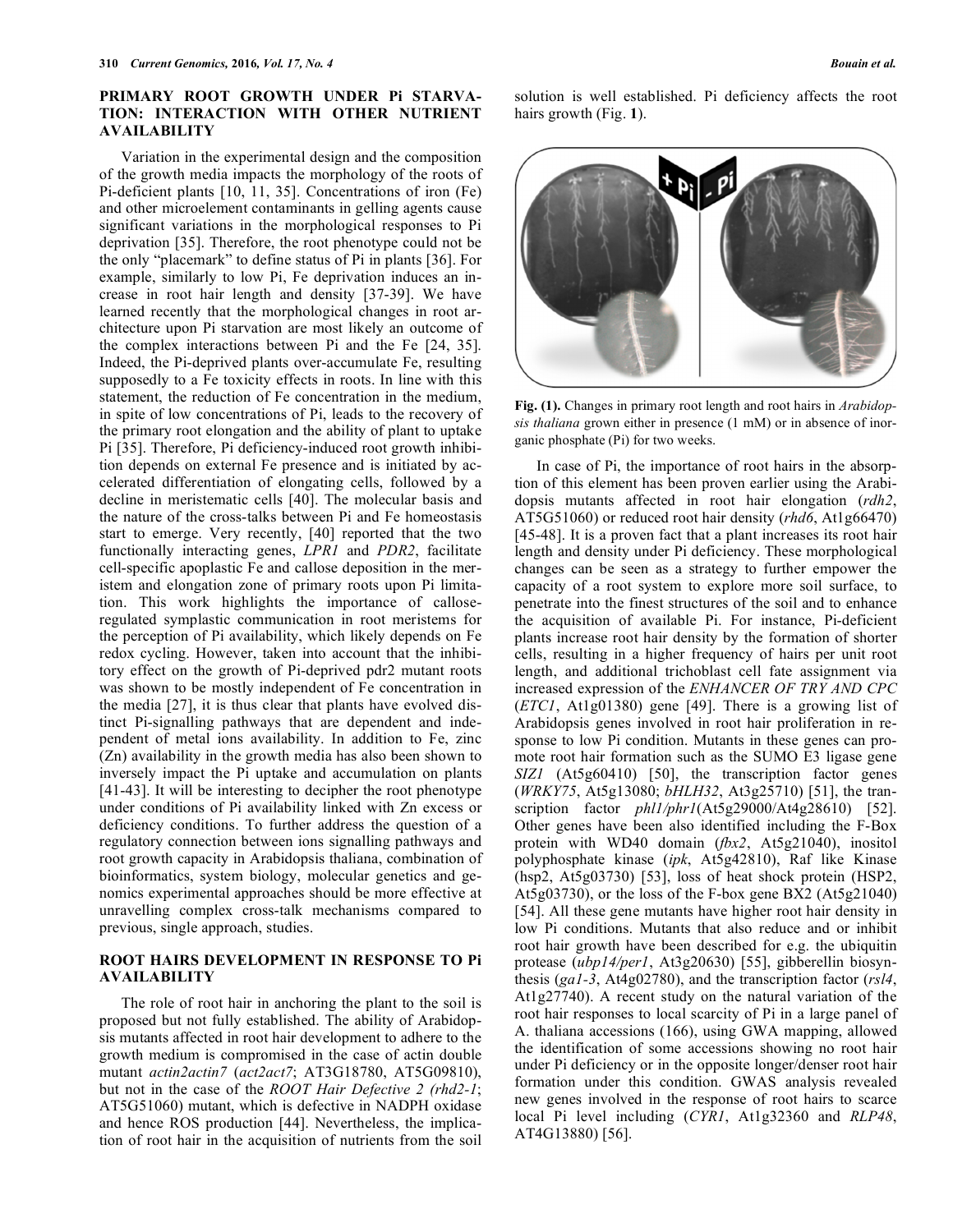## PRIMARY ROOT GROWTH UNDER Pi STARVATION: INTERACTION WITH OTHER NUTRIENT AVAILABILITY

Variation in the experimental design and the composition of the growth media impacts the morphology of the roots of Pi-deficient plants [10, 11, 35]. Concentrations of iron (Fe) and other microelement contaminants in gelling agents cause significant variations in the morphological responses to Pi deprivation [35]. Therefore, the root phenotype could not be the only "placemark" to define status of Pi in plants [36]. For example, similarly to low Pi, Fe deprivation induces an increase in root hair length and density [37-39]. We have learned recently that the morphological changes in root architecture upon Pi starvation are most likely an outcome of the complex interactions between Pi and the Fe [24, 35]. Indeed, the Pi-deprived plants over-accumulate Fe, resulting supposedly to a Fe toxicity effects in roots. In line with this statement, the reduction of Fe concentration in the medium, in spite of low concentrations of Pi, leads to the recovery of the primary root elongation and the ability of plant to uptake Pi [35]. Therefore, Pi deficiency-induced root growth inhibition depends on external Fe presence and is initiated by accelerated differentiation of elongating cells, followed by a decline in meristematic cells [40]. The molecular basis and the nature of the cross-talks between Pi and Fe homeostasis start to emerge. Very recently, [40] reported that the two functionally interacting genes, *LPR1* and *PDR2*, facilitate cell-specific apoplastic Fe and callose deposition in the meristem and elongation zone of primary roots upon Pi limitation. This work highlights the importance of callose-regulated symplastic communication in root meristems for the perception of Pi availability, which likely depends on Fe redox cycling. However, taken into account that the inhibitory effect on the growth of Pi-deprived pdr2 mutant roots was shown to be mostly independent of Fe concentration in the media [27], it is thus clear that plants have evolved distinct Pi-signalling pathways that are dependent and independent of metal ions availability. In addition to Fe, zinc (Zn) availability in the growth media has also been shown to inversely impact the Pi uptake and accumulation on plants [41-43]. It will be interesting to decipher the root phenotype under conditions of Pi availability linked with Zn excess or deficiency conditions. To further address the question of a regulatory connection between ions signalling pathways and root growth capacity in Arabidopsis thaliana, combination of bioinformatics, system biology, molecular genetics and genomics experimental approaches should be more effective at unravelling complex cross-talk mechanisms compared to previous, single approach, studies.

## ROOT HAIRS DEVELOPMENT IN RESPONSE TO Pi AVAILABILITY

The role of root hair in anchoring the plant to the soil is proposed but not fully established. The ability of Arabidopsis mutants affected in root hair development to adhere to the growth medium is compromised in the case of actin double mutant *actin2actin7* (*act2act7*; AT3G18780, AT5G09810), but not in the case of the *ROOT Hair Defective 2 (rhd2-1*; AT5G51060) mutant, which is defective in NADPH oxidase and hence ROS production [44]. Nevertheless, the implication of root hair in the acquisition of nutrients from the soil solution is well established. Pi deficiency affects the root hairs growth (Fig. **1**).

**Fig. (1).** Changes in primary root length and root hairs in *Arabidopsis thaliana* grown either in presence (1 mM) or in absence of inorganic phosphate (Pi) for two weeks.

In case of Pi, the importance of root hairs in the absorption of this element has been proven earlier using the Arabidopsis mutants affected in root hair elongation (*rdh2*, AT5G51060) or reduced root hair density (*rhd6*, At1g66470) [45-48]. It is a proven fact that a plant increases its root hair length and density under Pi deficiency. These morphological changes can be seen as a strategy to further empower the capacity of a root system to explore more soil surface, to penetrate into the finest structures of the soil and to enhance the acquisition of available Pi. For instance, Pi-deficient plants increase root hair density by the formation of shorter cells, resulting in a higher frequency of hairs per unit root length, and additional trichoblast cell fate assignment via increased expression of the *ENHANCER OF TRY AND CPC* (*ETC1*, At1g01380) gene [49]. There is a growing list of Arabidopsis genes involved in root hair proliferation in response to low Pi condition. Mutants in these genes can promote root hair formation such as the SUMO E3 ligase gene *SIZ1* (At5g60410) [50], the transcription factor genes (*WRKY75*, At5g13080; *bHLH32*, At3g25710) [51], the transcription factor *phl1/phr1*(At5g29000/At4g28610) [52]. Other genes have been also identified including the F-Box protein with WD40 domain (*fbx2*, At5g21040), inositol polyphosphate kinase (*ipk*, At5g42810), Raf like Kinase (hsp2, At5g03730) [53], loss of heat shock protein (HSP2, At5g03730), or the loss of the F-box gene BX2 (At5g21040) [54]. All these gene mutants have higher root hair density in low Pi conditions. Mutants that also reduce and or inhibit root hair growth have been described for e.g. the ubiquitin protease (*ubp14/per1*, At3g20630) [55], gibberellin biosynthesis (*ga1-3*, At4g02780), and the transcription factor (*rsl4*, At1g27740). A recent study on the natural variation of the root hair responses to local scarcity of Pi in a large panel of A. thaliana accessions (166), using GWA mapping, allowed the identification of some accessions showing no root hair under Pi deficiency or in the opposite longer/denser root hair formation under this condition. GWAS analysis revealed new genes involved in the response of root hairs to scarce local Pi level including (*CYR1*, At1g32360 and *RLP48*, AT4G13880) [56].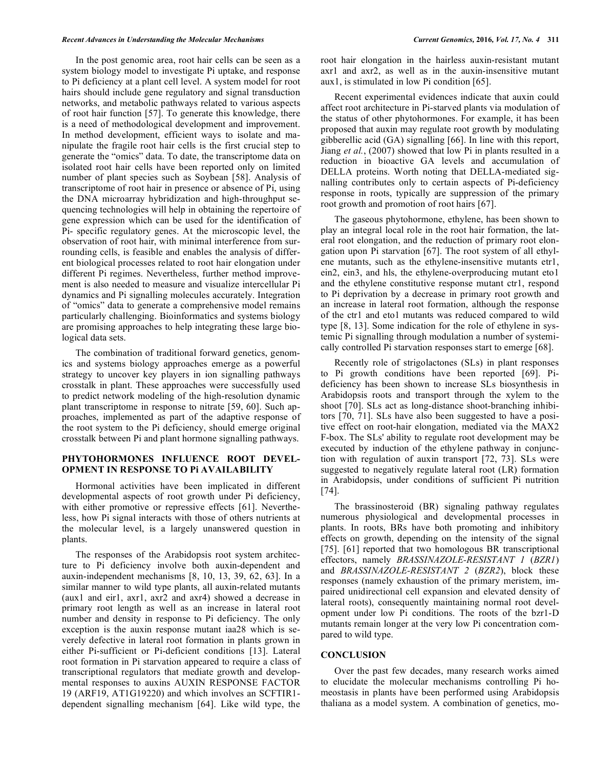In the post genomic area, root hair cells can be seen as a system biology model to investigate Pi uptake, and response to Pi deficiency at a plant cell level. A system model for root hairs should include gene regulatory and signal transduction networks, and metabolic pathways related to various aspects of root hair function [57]. To generate this knowledge, there is a need of methodological development and improvement. In method development, efficient ways to isolate and manipulate the fragile root hair cells is the first crucial step to generate the "omics" data. To date, the transcriptome data on isolated root hair cells have been reported only on limited number of plant species such as Soybean [58]. Analysis of transcriptome of root hair in presence or absence of Pi, using the DNA microarray hybridization and high-throughput sequencing technologies will help in obtaining the repertoire of gene expression which can be used for the identification of Pi- specific regulatory genes. At the microscopic level, the observation of root hair, with minimal interference from surrounding cells, is feasible and enables the analysis of different biological processes related to root hair elongation under different Pi regimes. Nevertheless, further method improvement is also needed to measure and visualize intercellular Pi dynamics and Pi signalling molecules accurately. Integration of "omics" data to generate a comprehensive model remains particularly challenging. Bioinformatics and systems biology are promising approaches to help integrating these large biological data sets.

The combination of traditional forward genetics, genomics and systems biology approaches emerge as a powerful strategy to uncover key players in ion signalling pathways crosstalk in plant. These approaches were successfully used to predict network modeling of the high-resolution dynamic plant transcriptome in response to nitrate [59, 60]. Such approaches, implemented as part of the adaptive response of the root system to the Pi deficiency, should emerge original crosstalk between Pi and plant hormone signalling pathways.

## PHYTOHORMONES INFLUENCE ROOT DEVELOPMENT IN RESPONSE TO Pi AVAILABILITY

Hormonal activities have been implicated in different developmental aspects of root growth under Pi deficiency, with either promotive or repressive effects [61]. Nevertheless, how Pi signal interacts with those of others nutrients at the molecular level, is a largely unanswered question in plants.

The responses of the Arabidopsis root system architecture to Pi deficiency involve both auxin-dependent and auxin-independent mechanisms [8, 10, 13, 39, 62, 63]. In a similar manner to wild type plants, all auxin-related mutants (aux1 and eir1, axr1, axr2 and axr4) showed a decrease in primary root length as well as an increase in lateral root number and density in response to Pi deficiency. The only exception is the auxin response mutant iaa28 which is severely defective in lateral root formation in plants grown in either Pi-sufficient or Pi-deficient conditions [13]. Lateral root formation in Pi starvation appeared to require a class of transcriptional regulators that mediate growth and developmental responses to auxins AUXIN RESPONSE FACTOR 19 (ARF19, AT1G19220) and which involves an SCFTIR1-dependent signalling mechanism [64]. Like wild type, the root hair elongation in the hairless auxin-resistant mutant axr1 and axr2, as well as in the auxin-insensitive mutant aux1, is stimulated in low Pi condition [65].

Recent experimental evidences indicate that auxin could affect root architecture in Pi-starved plants via modulation of the status of other phytohormones. For example, it has been proposed that auxin may regulate root growth by modulating gibberellic acid (GA) signalling [66]. In line with this report, Jiang *et al.*, (2007) showed that low Pi in plants resulted in a reduction in bioactive GA levels and accumulation of DELLA proteins. Worth noting that DELLA-mediated signalling contributes only to certain aspects of Pi-deficiency response in roots, typically are suppression of the primary root growth and promotion of root hairs [67].

The gaseous phytohormone, ethylene, has been shown to play an integral local role in the root hair formation, the lateral root elongation, and the reduction of primary root elongation upon Pi starvation [67]. The root system of all ethylene mutants, such as the ethylene-insensitive mutants etr1, ein2, ein3, and hls, the ethylene-overproducing mutant eto1 and the ethylene constitutive response mutant ctr1, respond to Pi deprivation by a decrease in primary root growth and an increase in lateral root formation, although the response of the ctr1 and eto1 mutants was reduced compared to wild type [8, 13]. Some indication for the role of ethylene in systemic Pi signalling through modulation a number of systemically controlled Pi starvation responses start to emerge [68].

Recently role of strigolactones (SLs) in plant responses to Pi growth conditions have been reported [69]. Pi-deficiency has been shown to increase SLs biosynthesis in Arabidopsis roots and transport through the xylem to the shoot [70]. SLs act as long-distance shoot-branching inhibitors [70, 71]. SLs have also been suggested to have a positive effect on root-hair elongation, mediated via the MAX2 F-box. The SLs' ability to regulate root development may be executed by induction of the ethylene pathway in conjunction with regulation of auxin transport [72, 73]. SLs were suggested to negatively regulate lateral root (LR) formation in Arabidopsis, under conditions of sufficient Pi nutrition [74].

The brassinosteroid (BR) signaling pathway regulates numerous physiological and developmental processes in plants. In roots, BRs have both promoting and inhibitory effects on growth, depending on the intensity of the signal [75]. [61] reported that two homologous BR transcriptional effectors, namely *BRASSINAZOLE-RESISTANT 1* (*BZR1*) and *BRASSINAZOLE-RESISTANT 2* (*BZR2*), block these responses (namely exhaustion of the primary meristem, impaired unidirectional cell expansion and elevated density of lateral roots), consequently maintaining normal root development under low Pi conditions. The roots of the bzr1-D mutants remain longer at the very low Pi concentration compared to wild type.

## CONCLUSION

Over the past few decades, many research works aimed to elucidate the molecular mechanisms controlling Pi homeostasis in plants have been performed using Arabidopsis thaliana as a model system. A combination of genetics, mo-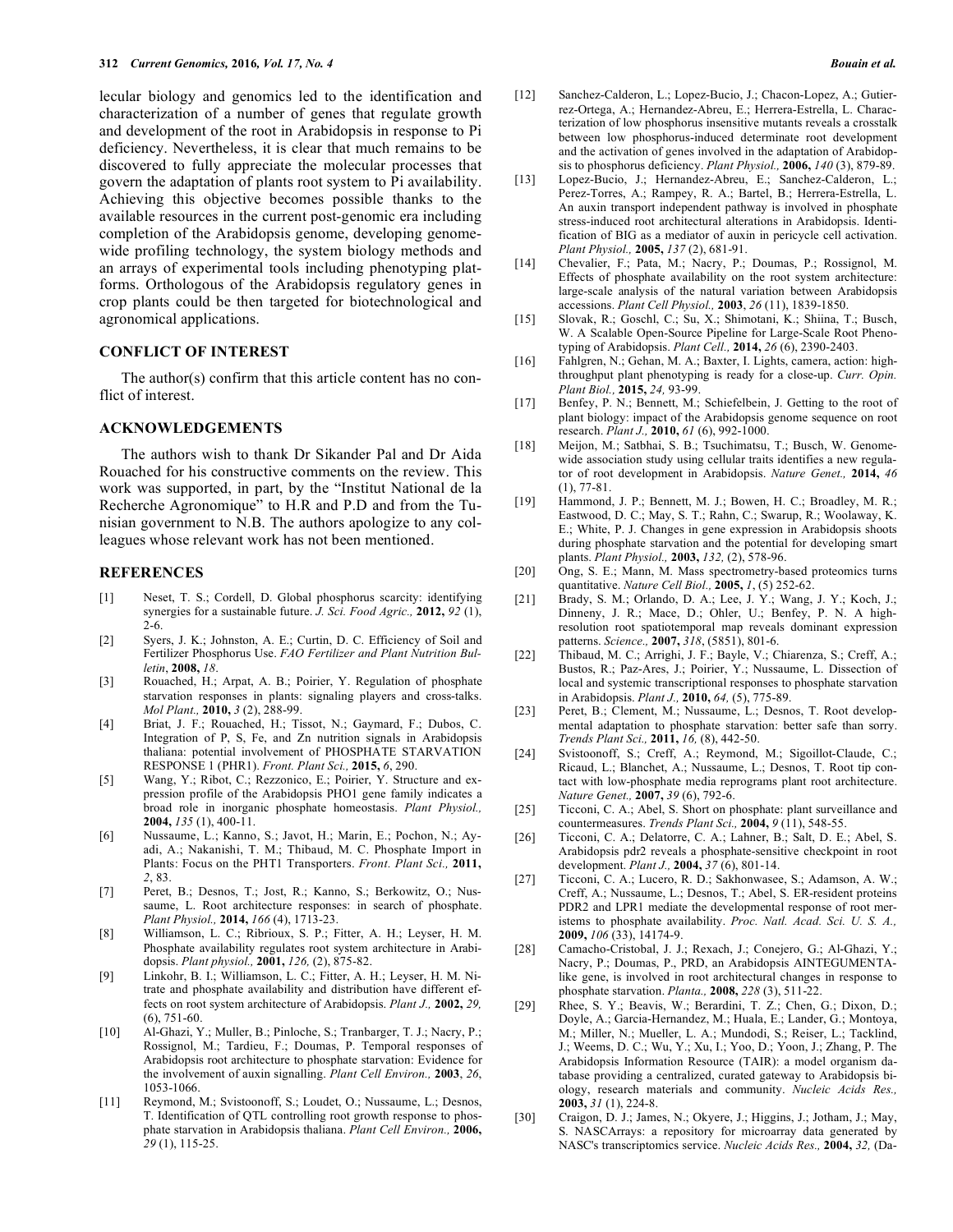lecular biology and genomics led to the identification and characterization of a number of genes that regulate growth and development of the root in Arabidopsis in response to Pi deficiency. Nevertheless, it is clear that much remains to be discovered to fully appreciate the molecular processes that govern the adaptation of plants root system to Pi availability. Achieving this objective becomes possible thanks to the available resources in the current post-genomic era including completion of the Arabidopsis genome, developing genome-wide profiling technology, the system biology methods and an arrays of experimental tools including phenotyping platforms. Orthologous of the Arabidopsis regulatory genes in crop plants could be then targeted for biotechnological and agronomical applications.

## CONFLICT OF INTEREST

The author(s) confirm that this article content has no conflict of interest.

## ACKNOWLEDGEMENTS

The authors wish to thank Dr Sikander Pal and Dr Aida Rouached for his constructive comments on the review. This work was supported, in part, by the "Institut National de la Recherche Agronomique" to H.R and P.D and from the Tunisian government to N.B. The authors apologize to any colleagues whose relevant work has not been mentioned.

## REFERENCES

[1] Neset, T. S.; Cordell, D. Global phosphorus scarcity: identifying synergies for a sustainable future. *J. Sci. Food Agric.,* **2012,** *92* (1), 2-6.

[2] Syers, J. K.; Johnston, A. E.; Curtin, D. C. Efficiency of Soil and Fertilizer Phosphorus Use. *FAO Fertilizer and Plant Nutrition Bulletin*, **2008,** *18*.

[3] Rouached, H.; Arpat, A. B.; Poirier, Y. Regulation of phosphate starvation responses in plants: signaling players and cross-talks. *Mol Plant.,* **2010,** *3* (2), 288-99.

[4] Briat, J. F.; Rouached, H.; Tissot, N.; Gaymard, F.; Dubos, C. Integration of P, S, Fe, and Zn nutrition signals in Arabidopsis thaliana: potential involvement of PHOSPHATE STARVATION RESPONSE 1 (PHR1). *Front. Plant Sci.,* **2015,** *6*, 290.

[5] Wang, Y.; Ribot, C.; Rezzonico, E.; Poirier, Y. Structure and expression profile of the Arabidopsis PHO1 gene family indicates a broad role in inorganic phosphate homeostasis. *Plant Physiol.,* **2004,** *135* (1), 400-11.

[6] Nussaume, L.; Kanno, S.; Javot, H.; Marin, E.; Pochon, N.; Ayadi, A.; Nakanishi, T. M.; Thibaud, M. C. Phosphate Import in Plants: Focus on the PHT1 Transporters. *Front. Plant Sci.,* **2011,** *2*, 83.

[7] Peret, B.; Desnos, T.; Jost, R.; Kanno, S.; Berkowitz, O.; Nussaume, L. Root architecture responses: in search of phosphate. *Plant Physiol.,* **2014,** *166* (4), 1713-23.

[8] Williamson, L. C.; Ribrioux, S. P.; Fitter, A. H.; Leyser, H. M. Phosphate availability regulates root system architecture in Arabidopsis. *Plant physiol.,* **2001,** *126,* (2), 875-82.

[9] Linkohr, B. I.; Williamson, L. C.; Fitter, A. H.; Leyser, H. M. Nitrate and phosphate availability and distribution have different effects on root system architecture of Arabidopsis. *Plant J.,* **2002,** *29,* (6), 751-60.

[10] Al-Ghazi, Y.; Muller, B.; Pinloche, S.; Tranbarger, T. J.; Nacry, P.; Rossignol, M.; Tardieu, F.; Doumas, P. Temporal responses of Arabidopsis root architecture to phosphate starvation: Evidence for the involvement of auxin signalling. *Plant Cell Environ.,* **2003**, *26*, 1053-1066.

[11] Reymond, M.; Svistoonoff, S.; Loudet, O.; Nussaume, L.; Desnos, T. Identification of QTL controlling root growth response to phosphate starvation in Arabidopsis thaliana. *Plant Cell Environ.,* **2006,** *29* (1), 115-25.

[12] Sanchez-Calderon, L.; Lopez-Bucio, J.; Chacon-Lopez, A.; Gutierrez-Ortega, A.; Hernandez-Abreu, E.; Herrera-Estrella, L. Characterization of low phosphorus insensitive mutants reveals a crosstalk between low phosphorus-induced determinate root development and the activation of genes involved in the adaptation of Arabidopsis to phosphorus deficiency. *Plant Physiol.,* **2006,** *140* (3), 879-89.

[13] Lopez-Bucio, J.; Hernandez-Abreu, E.; Sanchez-Calderon, L.; Perez-Torres, A.; Rampey, R. A.; Bartel, B.; Herrera-Estrella, L. An auxin transport independent pathway is involved in phosphate stress-induced root architectural alterations in Arabidopsis. Identification of BIG as a mediator of auxin in pericycle cell activation. *Plant Physiol.,* **2005,** *137* (2), 681-91.

[14] Chevalier, F.; Pata, M.; Nacry, P.; Doumas, P.; Rossignol, M. Effects of phosphate availability on the root system architecture: large-scale analysis of the natural variation between Arabidopsis accessions. *Plant Cell Physiol.,* **2003**, *26* (11), 1839-1850.

[15] Slovak, R.; Goschl, C.; Su, X.; Shimotani, K.; Shiina, T.; Busch, W. A Scalable Open-Source Pipeline for Large-Scale Root Phenotyping of Arabidopsis. *Plant Cell.,* **2014,** *26* (6), 2390-2403.

[16] Fahlgren, N.; Gehan, M. A.; Baxter, I. Lights, camera, action: high-throughput plant phenotyping is ready for a close-up. *Curr. Opin. Plant Biol.,* **2015,** *24,* 93-99.

[17] Benfey, P. N.; Bennett, M.; Schiefelbein, J. Getting to the root of plant biology: impact of the Arabidopsis genome sequence on root research. *Plant J.,* **2010,** *61* (6), 992-1000.

[18] Meijon, M.; Satbhai, S. B.; Tsuchimatsu, T.; Busch, W. Genome-wide association study using cellular traits identifies a new regulator of root development in Arabidopsis. *Nature Genet.,* **2014,** *46* (1), 77-81.

[19] Hammond, J. P.; Bennett, M. J.; Bowen, H. C.; Broadley, M. R.; Eastwood, D. C.; May, S. T.; Rahn, C.; Swarup, R.; Woolaway, K. E.; White, P. J. Changes in gene expression in Arabidopsis shoots during phosphate starvation and the potential for developing smart plants. *Plant Physiol.,* **2003,** *132,* (2), 578-96.

[20] Ong, S. E.; Mann, M. Mass spectrometry-based proteomics turns quantitative. *Nature Cell Biol.,* **2005,** *1*, (5) 252-62.

[21] Brady, S. M.; Orlando, D. A.; Lee, J. Y.; Wang, J. Y.; Koch, J.; Dinneny, J. R.; Mace, D.; Ohler, U.; Benfey, P. N. A high-resolution root spatiotemporal map reveals dominant expression patterns. *Science.,* **2007,** *318*, (5851), 801-6.

[22] Thibaud, M. C.; Arrighi, J. F.; Bayle, V.; Chiarenza, S.; Creff, A.; Bustos, R.; Paz-Ares, J.; Poirier, Y.; Nussaume, L. Dissection of local and systemic transcriptional responses to phosphate starvation in Arabidopsis. *Plant J.,* **2010,** *64,* (5), 775-89.

[23] Peret, B.; Clement, M.; Nussaume, L.; Desnos, T. Root developmental adaptation to phosphate starvation: better safe than sorry. *Trends Plant Sci.,* **2011,** *16,* (8), 442-50.

[24] Svistoonoff, S.; Creff, A.; Reymond, M.; Sigoillot-Claude, C.; Ricaud, L.; Blanchet, A.; Nussaume, L.; Desnos, T. Root tip contact with low-phosphate media reprograms plant root architecture. *Nature Genet.,* **2007,** *39* (6), 792-6.

[25] Ticconi, C. A.; Abel, S. Short on phosphate: plant surveillance and countermeasures. *Trends Plant Sci.,* **2004,** *9* (11), 548-55.

[26] Ticconi, C. A.; Delatorre, C. A.; Lahner, B.; Salt, D. E.; Abel, S. Arabidopsis pdr2 reveals a phosphate-sensitive checkpoint in root development. *Plant J.,* **2004,** *37* (6), 801-14.

[27] Ticconi, C. A.; Lucero, R. D.; Sakhonwasee, S.; Adamson, A. W.; Creff, A.; Nussaume, L.; Desnos, T.; Abel, S. ER-resident proteins PDR2 and LPR1 mediate the developmental response of root meristems to phosphate availability. *Proc. Natl. Acad. Sci. U. S. A.,* **2009,** *106* (33), 14174-9.

[28] Camacho-Cristobal, J. J.; Rexach, J.; Conejero, G.; Al-Ghazi, Y.; Nacry, P.; Doumas, P., PRD, an Arabidopsis AINTEGUMENTA-like gene, is involved in root architectural changes in response to phosphate starvation. *Planta.,* **2008,** *228* (3), 511-22.

[29] Rhee, S. Y.; Beavis, W.; Berardini, T. Z.; Chen, G.; Dixon, D.; Doyle, A.; Garcia-Hernandez, M.; Huala, E.; Lander, G.; Montoya, M.; Miller, N.; Mueller, L. A.; Mundodi, S.; Reiser, L.; Tacklind, J.; Weems, D. C.; Wu, Y.; Xu, I.; Yoo, D.; Yoon, J.; Zhang, P. The Arabidopsis Information Resource (TAIR): a model organism database providing a centralized, curated gateway to Arabidopsis biology, research materials and community. *Nucleic Acids Res.,* **2003,** *31* (1), 224-8.

[30] Craigon, D. J.; James, N.; Okyere, J.; Higgins, J.; Jotham, J.; May, S. NASCArrays: a repository for microarray data generated by NASC's transcriptomics service. *Nucleic Acids Res.,* **2004,** *32,* (Da-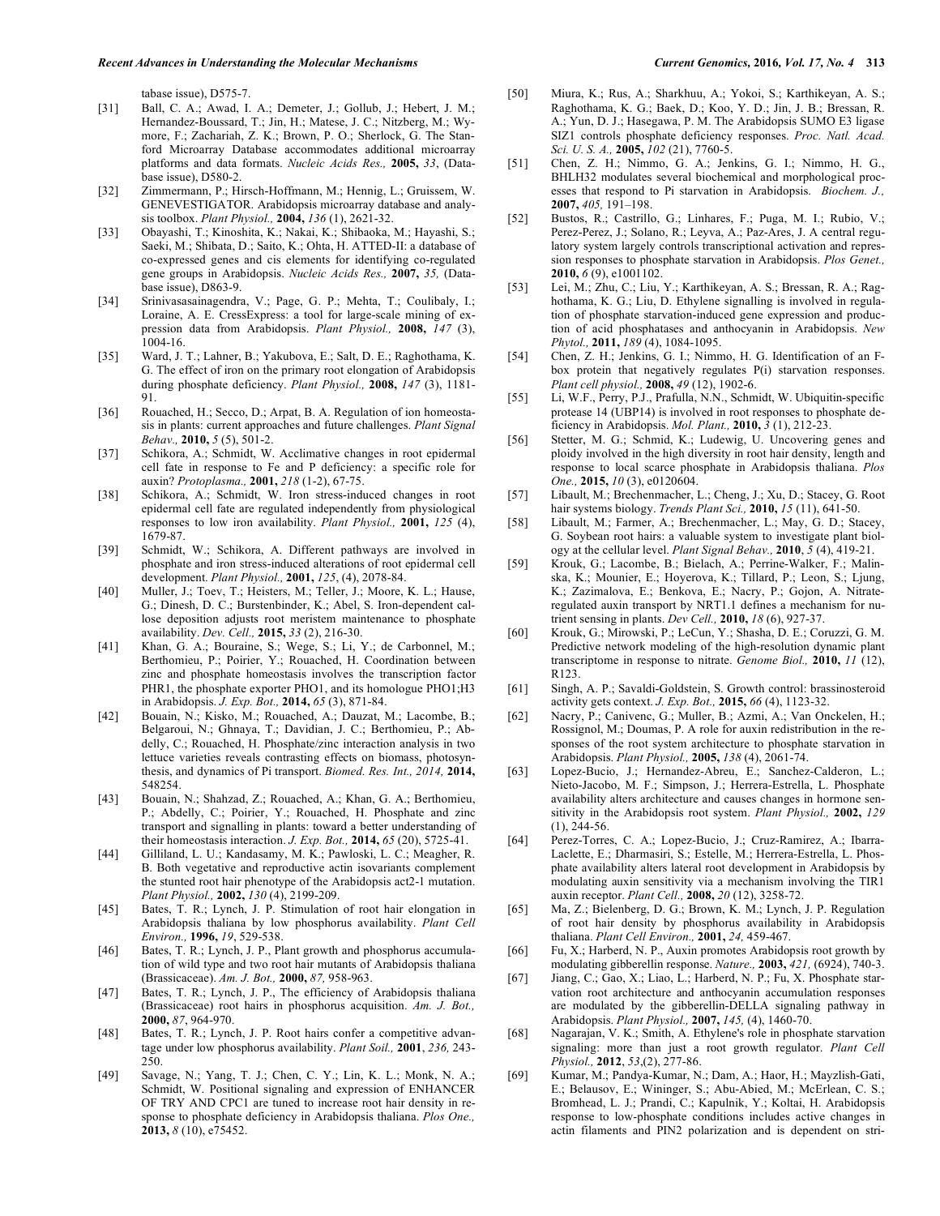tabase issue), D575-7.

[31] Ball, C. A.; Awad, I. A.; Demeter, J.; Gollub, J.; Hebert, J. M.; Hernandez-Boussard, T.; Jin, H.; Matese, J. C.; Nitzberg, M.; Wymore, F.; Zachariah, Z. K.; Brown, P. O.; Sherlock, G. The Stanford Microarray Database accommodates additional microarray platforms and data formats. *Nucleic Acids Res.,* **2005,** *33*, (Database issue), D580-2.

[32] Zimmermann, P.; Hirsch-Hoffmann, M.; Hennig, L.; Gruissem, W. GENEVESTIGATOR. Arabidopsis microarray database and analysis toolbox. *Plant Physiol.,* **2004,** *136* (1), 2621-32.

[33] Obayashi, T.; Kinoshita, K.; Nakai, K.; Shibaoka, M.; Hayashi, S.; Saeki, M.; Shibata, D.; Saito, K.; Ohta, H. ATTED-II: a database of co-expressed genes and cis elements for identifying co-regulated gene groups in Arabidopsis. *Nucleic Acids Res.,* **2007,** *35,* (Database issue), D863-9.

[34] Srinivasasainagendra, V.; Page, G. P.; Mehta, T.; Coulibaly, I.; Loraine, A. E. CressExpress: a tool for large-scale mining of expression data from Arabidopsis. *Plant Physiol.,* **2008,** *147* (3), 1004-16.

[35] Ward, J. T.; Lahner, B.; Yakubova, E.; Salt, D. E.; Raghothama, K. G. The effect of iron on the primary root elongation of Arabidopsis during phosphate deficiency. *Plant Physiol.,* **2008,** *147* (3), 1181-91.

[36] Rouached, H.; Secco, D.; Arpat, B. A. Regulation of ion homeostasis in plants: current approaches and future challenges. *Plant Signal Behav.,* **2010,** *5* (5), 501-2.

[37] Schikora, A.; Schmidt, W. Acclimative changes in root epidermal cell fate in response to Fe and P deficiency: a specific role for auxin? *Protoplasma.,* **2001,** *218* (1-2), 67-75.

[38] Schikora, A.; Schmidt, W. Iron stress-induced changes in root epidermal cell fate are regulated independently from physiological responses to low iron availability. *Plant Physiol.,* **2001,** *125* (4), 1679-87.

[39] Schmidt, W.; Schikora, A. Different pathways are involved in phosphate and iron stress-induced alterations of root epidermal cell development. *Plant Physiol.,* **2001,** *125*, (4), 2078-84.

[40] Muller, J.; Toev, T.; Heisters, M.; Teller, J.; Moore, K. L.; Hause, G.; Dinesh, D. C.; Burstenbinder, K.; Abel, S. Iron-dependent callose deposition adjusts root meristem maintenance to phosphate availability. *Dev. Cell.,* **2015,** *33* (2), 216-30.

[41] Khan, G. A.; Bouraine, S.; Wege, S.; Li, Y.; de Carbonnel, M.; Berthomieu, P.; Poirier, Y.; Rouached, H. Coordination between zinc and phosphate homeostasis involves the transcription factor PHR1, the phosphate exporter PHO1, and its homologue PHO1;H3 in Arabidopsis. *J. Exp. Bot.,* **2014,** *65* (3), 871-84.

[42] Bouain, N.; Kisko, M.; Rouached, A.; Dauzat, M.; Lacombe, B.; Belgaroui, N.; Ghnaya, T.; Davidian, J. C.; Berthomieu, P.; Abdelly, C.; Rouached, H. Phosphate/zinc interaction analysis in two lettuce varieties reveals contrasting effects on biomass, photosynthesis, and dynamics of Pi transport. *Biomed. Res. Int., 2014,* **2014,** 548254.

[43] Bouain, N.; Shahzad, Z.; Rouached, A.; Khan, G. A.; Berthomieu, P.; Abdelly, C.; Poirier, Y.; Rouached, H. Phosphate and zinc transport and signalling in plants: toward a better understanding of their homeostasis interaction. *J. Exp. Bot.,* **2014,** *65* (20), 5725-41.

[44] Gilliland, L. U.; Kandasamy, M. K.; Pawloski, L. C.; Meagher, R. B. Both vegetative and reproductive actin isovariants complement the stunted root hair phenotype of the Arabidopsis act2-1 mutation. *Plant Physiol.,* **2002,** *130* (4), 2199-209.

[45] Bates, T. R.; Lynch, J. P. Stimulation of root hair elongation in Arabidopsis thaliana by low phosphorus availability. *Plant Cell Environ.,* **1996,** *19*, 529-538.

[46] Bates, T. R.; Lynch, J. P., Plant growth and phosphorus accumulation of wild type and two root hair mutants of Arabidopsis thaliana (Brassicaceae). *Am. J. Bot.,* **2000,** *87,* 958-963.

[47] Bates, T. R.; Lynch, J. P., The efficiency of Arabidopsis thaliana (Brassicaceae) root hairs in phosphorus acquisition. *Am. J. Bot.,* **2000,** *87*, 964-970.

[48] Bates, T. R.; Lynch, J. P. Root hairs confer a competitive advantage under low phosphorus availability. *Plant Soil.,* **2001**, *236,* 243-250.

[49] Savage, N.; Yang, T. J.; Chen, C. Y.; Lin, K. L.; Monk, N. A.; Schmidt, W. Positional signaling and expression of ENHANCER OF TRY AND CPC1 are tuned to increase root hair density in response to phosphate deficiency in Arabidopsis thaliana. *Plos One.,* **2013,** *8* (10), e75452.

[50] Miura, K.; Rus, A.; Sharkhuu, A.; Yokoi, S.; Karthikeyan, A. S.; Raghothama, K. G.; Baek, D.; Koo, Y. D.; Jin, J. B.; Bressan, R. A.; Yun, D. J.; Hasegawa, P. M. The Arabidopsis SUMO E3 ligase SIZ1 controls phosphate deficiency responses. *Proc. Natl. Acad. Sci. U. S. A.,* **2005,** *102* (21), 7760-5.

[51] Chen, Z. H.; Nimmo, G. A.; Jenkins, G. I.; Nimmo, H. G., BHLH32 modulates several biochemical and morphological processes that respond to Pi starvation in Arabidopsis. *Biochem. J.,* **2007,** *405,* 191–198.

[52] Bustos, R.; Castrillo, G.; Linhares, F.; Puga, M. I.; Rubio, V.; Perez-Perez, J.; Solano, R.; Leyva, A.; Paz-Ares, J. A central regulatory system largely controls transcriptional activation and repression responses to phosphate starvation in Arabidopsis. *Plos Genet.,* **2010,** *6* (9), e1001102.

[53] Lei, M.; Zhu, C.; Liu, Y.; Karthikeyan, A. S.; Bressan, R. A.; Raghothama, K. G.; Liu, D. Ethylene signalling is involved in regulation of phosphate starvation-induced gene expression and production of acid phosphatases and anthocyanin in Arabidopsis. *New Phytol.,* **2011,** *189* (4), 1084-1095.

[54] Chen, Z. H.; Jenkins, G. I.; Nimmo, H. G. Identification of an F-box protein that negatively regulates P(i) starvation responses. *Plant cell physiol.,* **2008,** *49* (12), 1902-6.

[55] Li, W.F., Perry, P.J., Prafulla, N.N., Schmidt, W. Ubiquitin-specific protease 14 (UBP14) is involved in root responses to phosphate deficiency in Arabidopsis. *Mol. Plant.,* **2010,** *3* (1), 212-23.

[56] Stetter, M. G.; Schmid, K.; Ludewig, U. Uncovering genes and ploidy involved in the high diversity in root hair density, length and response to local scarce phosphate in Arabidopsis thaliana. *Plos One.,* **2015,** *10* (3), e0120604.

[57] Libault, M.; Brechenmacher, L.; Cheng, J.; Xu, D.; Stacey, G. Root hair systems biology. *Trends Plant Sci.,* **2010,** *15* (11), 641-50.

[58] Libault, M.; Farmer, A.; Brechenmacher, L.; May, G. D.; Stacey, G. Soybean root hairs: a valuable system to investigate plant biology at the cellular level. *Plant Signal Behav.,* **2010**, *5* (4), 419-21.

[59] Krouk, G.; Lacombe, B.; Bielach, A.; Perrine-Walker, F.; Malinska, K.; Mounier, E.; Hoyerova, K.; Tillard, P.; Leon, S.; Ljung, K.; Zazimalova, E.; Benkova, E.; Nacry, P.; Gojon, A. Nitrate-regulated auxin transport by NRT1.1 defines a mechanism for nutrient sensing in plants. *Dev Cell.,* **2010,** *18* (6), 927-37.

[60] Krouk, G.; Mirowski, P.; LeCun, Y.; Shasha, D. E.; Coruzzi, G. M. Predictive network modeling of the high-resolution dynamic plant transcriptome in response to nitrate. *Genome Biol.,* **2010,** *11* (12), R123.

[61] Singh, A. P.; Savaldi-Goldstein, S. Growth control: brassinosteroid activity gets context. *J. Exp. Bot.,* **2015,** *66* (4), 1123-32.

[62] Nacry, P.; Canivenc, G.; Muller, B.; Azmi, A.; Van Onckelen, H.; Rossignol, M.; Doumas, P. A role for auxin redistribution in the responses of the root system architecture to phosphate starvation in Arabidopsis. *Plant Physiol.,* **2005,** *138* (4), 2061-74.

[63] Lopez-Bucio, J.; Hernandez-Abreu, E.; Sanchez-Calderon, L.; Nieto-Jacobo, M. F.; Simpson, J.; Herrera-Estrella, L. Phosphate availability alters architecture and causes changes in hormone sensitivity in the Arabidopsis root system. *Plant Physiol.,* **2002,** *129* (1), 244-56.

[64] Perez-Torres, C. A.; Lopez-Bucio, J.; Cruz-Ramirez, A.; Ibarra-Laclette, E.; Dharmasiri, S.; Estelle, M.; Herrera-Estrella, L. Phosphate availability alters lateral root development in Arabidopsis by modulating auxin sensitivity via a mechanism involving the TIR1 auxin receptor. *Plant Cell.,* **2008,** *20* (12), 3258-72.

[65] Ma, Z.; Bielenberg, D. G.; Brown, K. M.; Lynch, J. P. Regulation of root hair density by phosphorus availability in Arabidopsis thaliana. *Plant Cell Environ.,* **2001,** *24,* 459-467.

[66] Fu, X.; Harberd, N. P., Auxin promotes Arabidopsis root growth by modulating gibberellin response. *Nature.,* **2003,** *421,* (6924), 740-3.

[67] Jiang, C.; Gao, X.; Liao, L.; Harberd, N. P.; Fu, X. Phosphate starvation root architecture and anthocyanin accumulation responses are modulated by the gibberellin-DELLA signaling pathway in Arabidopsis. *Plant Physiol.,* **2007,** *145,* (4), 1460-70.

[68] Nagarajan, V. K.; Smith, A. Ethylene's role in phosphate starvation signaling: more than just a root growth regulator. *Plant Cell Physiol.,* **2012**, *53*,(2), 277-86.

[69] Kumar, M.; Pandya-Kumar, N.; Dam, A.; Haor, H.; Mayzlish-Gati, E.; Belausov, E.; Wininger, S.; Abu-Abied, M.; McErlean, C. S.; Bromhead, L. J.; Prandi, C.; Kapulnik, Y.; Koltai, H. Arabidopsis response to low-phosphate conditions includes active changes in actin filaments and PIN2 polarization and is dependent on stri-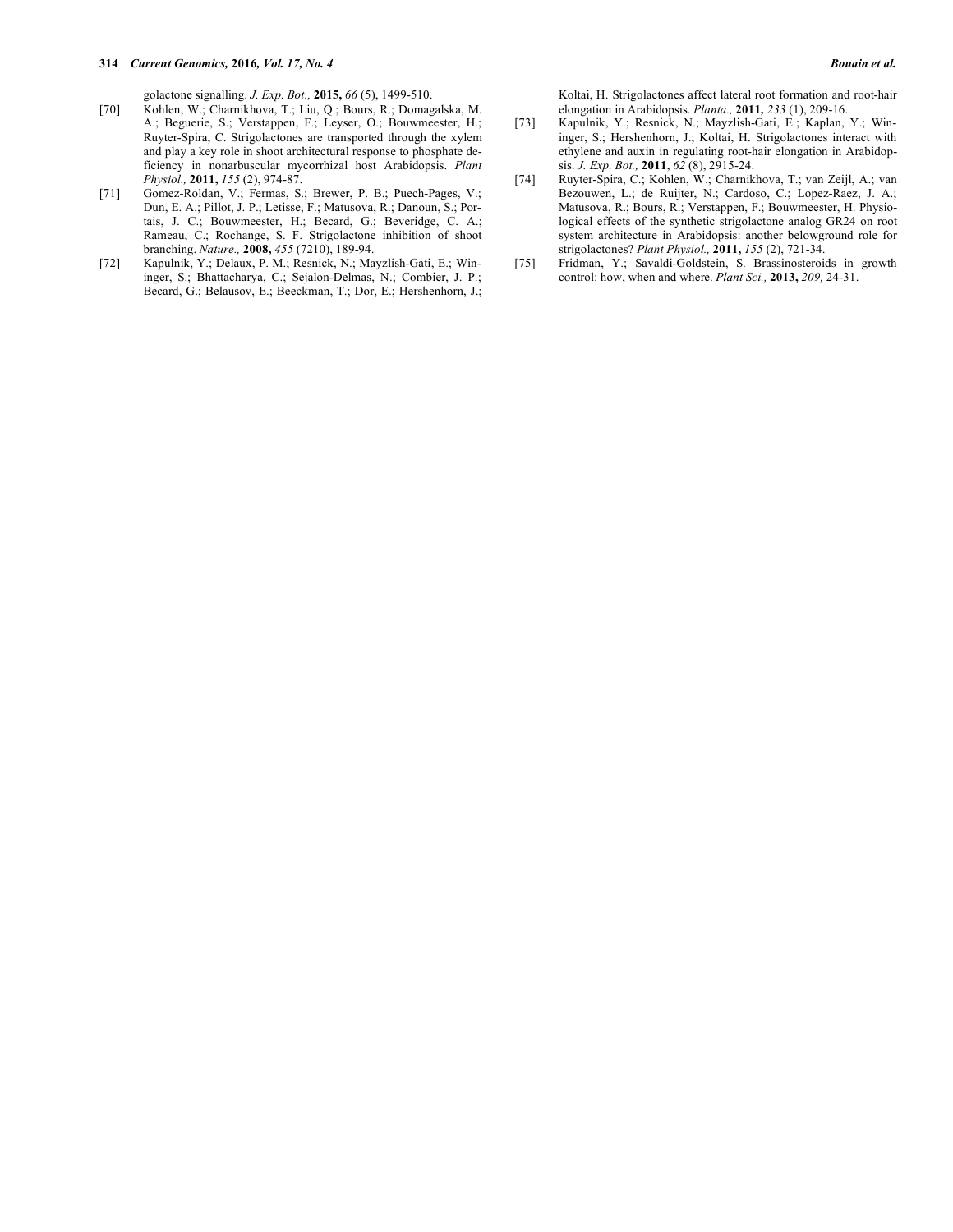golactone signalling. *J. Exp. Bot.,* **2015,** *66* (5), 1499-510.

[70] Kohlen, W.; Charnikhova, T.; Liu, Q.; Bours, R.; Domagalska, M. A.; Beguerie, S.; Verstappen, F.; Leyser, O.; Bouwmeester, H.; Ruyter-Spira, C. Strigolactones are transported through the xylem and play a key role in shoot architectural response to phosphate deficiency in nonarbuscular mycorrhizal host Arabidopsis. *Plant Physiol.,* **2011,** *155* (2), 974-87.

[71] Gomez-Roldan, V.; Fermas, S.; Brewer, P. B.; Puech-Pages, V.; Dun, E. A.; Pillot, J. P.; Letisse, F.; Matusova, R.; Danoun, S.; Portais, J. C.; Bouwmeester, H.; Becard, G.; Beveridge, C. A.; Rameau, C.; Rochange, S. F. Strigolactone inhibition of shoot branching. *Nature.,* **2008,** *455* (7210), 189-94.

[72] Kapulnik, Y.; Delaux, P. M.; Resnick, N.; Mayzlish-Gati, E.; Wininger, S.; Bhattacharya, C.; Sejalon-Delmas, N.; Combier, J. P.; Becard, G.; Belausov, E.; Beeckman, T.; Dor, E.; Hershenhorn, J.; Koltai, H. Strigolactones affect lateral root formation and root-hair elongation in Arabidopsis. *Planta.,* **2011,** *233* (1), 209-16.

[73] Kapulnik, Y.; Resnick, N.; Mayzlish-Gati, E.; Kaplan, Y.; Wininger, S.; Hershenhorn, J.; Koltai, H. Strigolactones interact with ethylene and auxin in regulating root-hair elongation in Arabidopsis. *J. Exp. Bot.,* **2011**, *62* (8), 2915-24.

[74] Ruyter-Spira, C.; Kohlen, W.; Charnikhova, T.; van Zeijl, A.; van Bezouwen, L.; de Ruijter, N.; Cardoso, C.; Lopez-Raez, J. A.; Matusova, R.; Bours, R.; Verstappen, F.; Bouwmeester, H. Physiological effects of the synthetic strigolactone analog GR24 on root system architecture in Arabidopsis: another belowground role for strigolactones? *Plant Physiol.,* **2011,** *155* (2), 721-34.

[75] Fridman, Y.; Savaldi-Goldstein, S. Brassinosteroids in growth control: how, when and where. *Plant Sci.,* **2013,** *209,* 24-31.